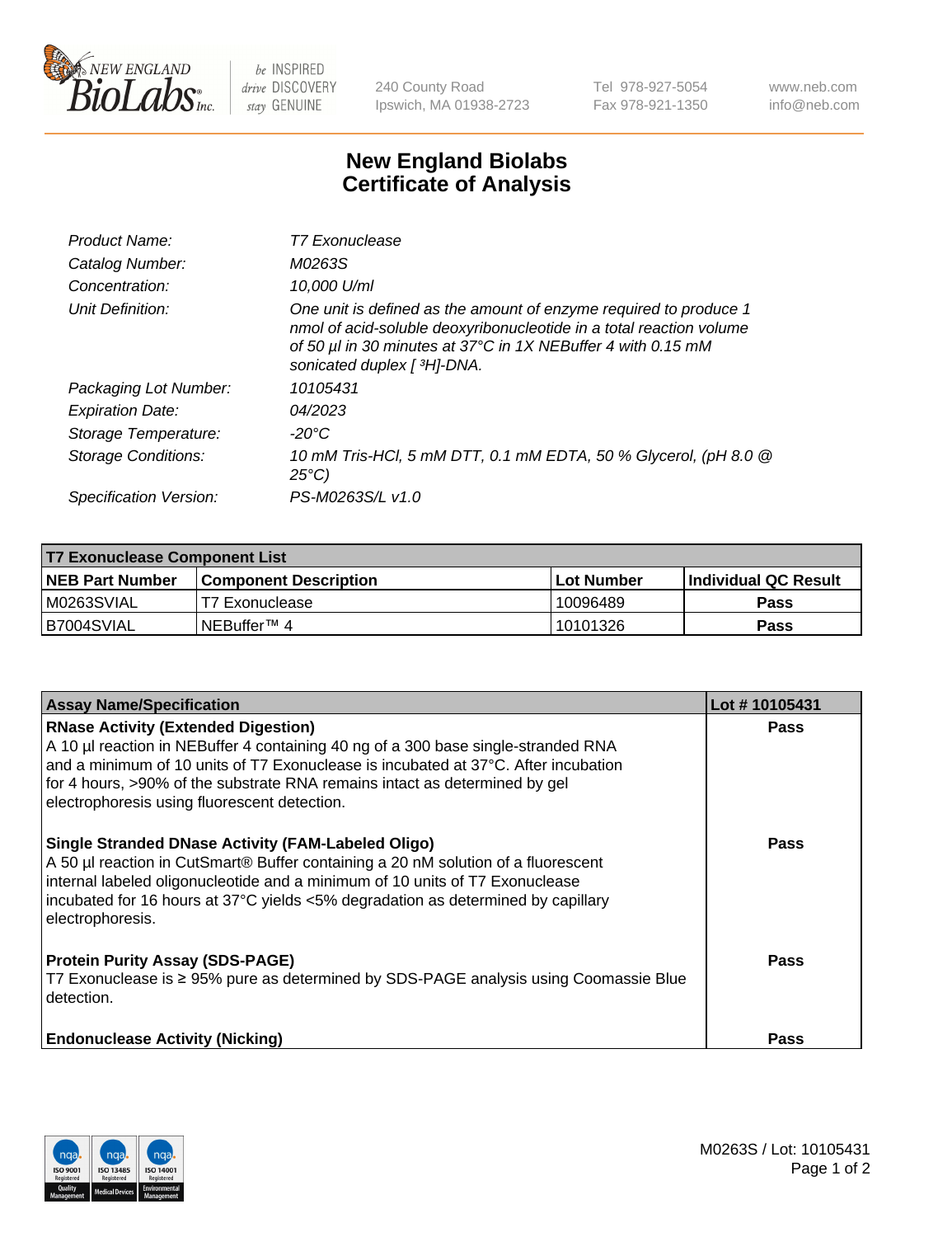# New England Biolabs Certificate of Analysis

| | |
|---|---|
| *Product Name:* | *T7 Exonuclease* |
| *Catalog Number:* | *M0263S* |
| *Concentration:* | *10,000 U/ml* |
| *Unit Definition:* | *One unit is defined as the amount of enzyme required to produce 1 nmol of acid-soluble deoxyribonucleotide in a total reaction volume of 50 µl in 30 minutes at 37°C in 1X NEBuffer 4 with 0.15 mM sonicated duplex [ $^3$H]-DNA.* |
| *Packaging Lot Number:* | *10105431* |
| *Expiration Date:* | *04/2023* |
| *Storage Temperature:* | *-20°C* |
| *Storage Conditions:* | *10 mM Tris-HCl, 5 mM DTT, 0.1 mM EDTA, 50 % Glycerol, (pH 8.0 @ 25°C)* |
| *Specification Version:* | *PS-M0263S/L v1.0* |

| T7 Exonuclease Component List | | | |
|---|---|---|---|
| **NEB Part Number** | **Component Description** | **Lot Number** | **Individual QC Result** |
| M0263SVIAL | T7 Exonuclease | 10096489 | **Pass** |
| B7004SVIAL | NEBuffer™ 4 | 10101326 | **Pass** |

| Assay Name/Specification | Lot # 10105431 |
|---|---|
| **RNase Activity (Extended Digestion)**<br>A 10 µl reaction in NEBuffer 4 containing 40 ng of a 300 base single-stranded RNA and a minimum of 10 units of T7 Exonuclease is incubated at 37°C. After incubation for 4 hours, >90% of the substrate RNA remains intact as determined by gel electrophoresis using fluorescent detection. | **Pass** |
| **Single Stranded DNase Activity (FAM-Labeled Oligo)**<br>A 50 µl reaction in CutSmart® Buffer containing a 20 nM solution of a fluorescent internal labeled oligonucleotide and a minimum of 10 units of T7 Exonuclease incubated for 16 hours at 37°C yields <5% degradation as determined by capillary electrophoresis. | **Pass** |
| **Protein Purity Assay (SDS-PAGE)**<br>T7 Exonuclease is ≥ 95% pure as determined by SDS-PAGE analysis using Coomassie Blue detection. | **Pass** |
| **Endonuclease Activity (Nicking)** | **Pass** |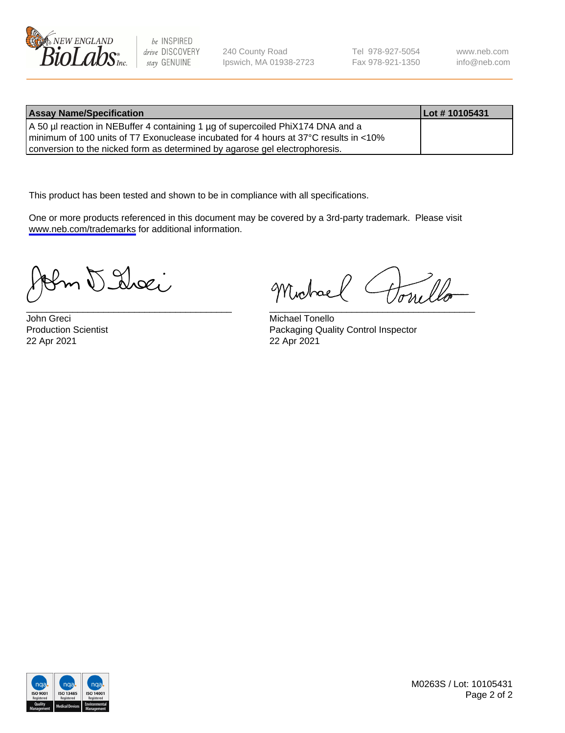| Assay Name/Specification | Lot # 10105431 |
| --- | --- |
| A 50 µl reaction in NEBuffer 4 containing 1 µg of supercoiled PhiX174 DNA and a minimum of 100 units of T7 Exonuclease incubated for 4 hours at 37°C results in <10% conversion to the nicked form as determined by agarose gel electrophoresis. | |

This product has been tested and shown to be in compliance with all specifications.

One or more products referenced in this document may be covered by a 3rd-party trademark. Please visit www.neb.com/trademarks for additional information.

John Greci
Production Scientist
22 Apr 2021

Michael Tonello
Packaging Quality Control Inspector
22 Apr 2021

M0263S / Lot: 10105431